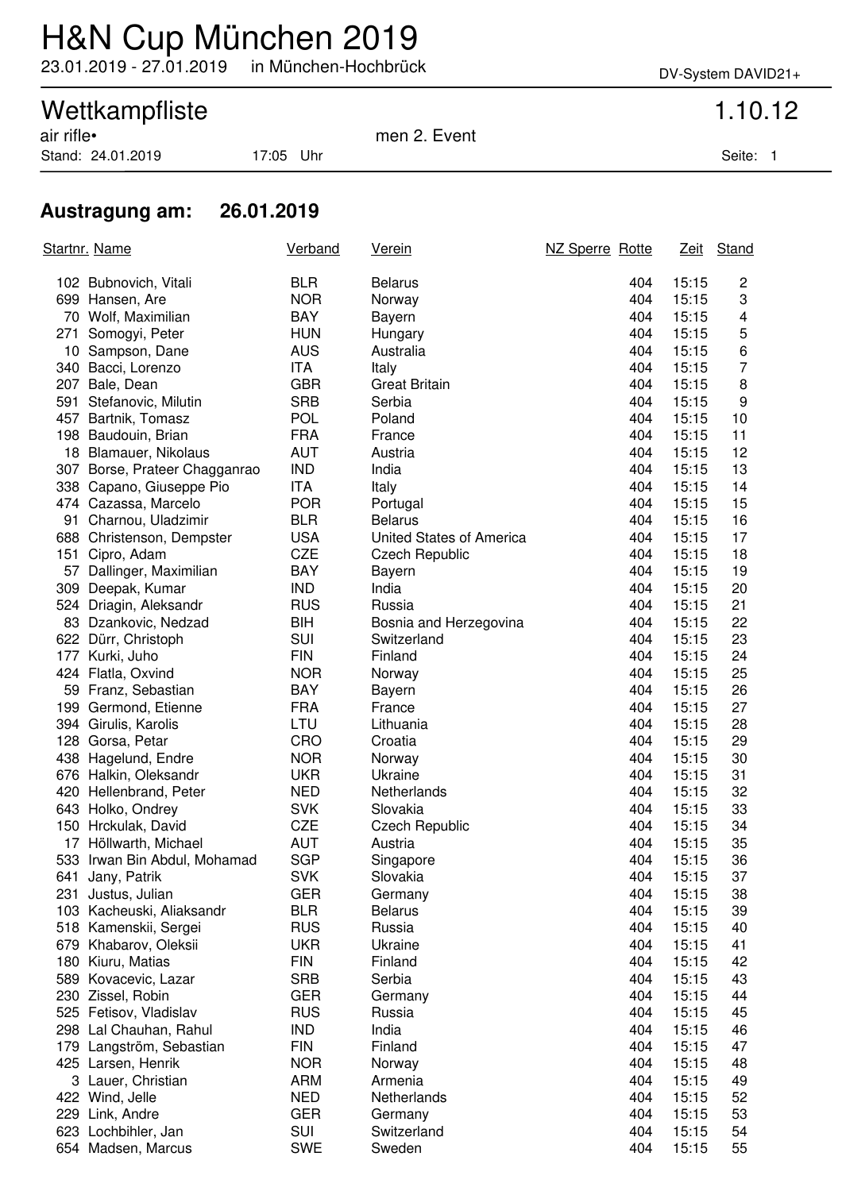# H&N Cup München 2019

23.01.2019 - 27.01.2019 in München-Hochbrück

DV-System DAVID21+

## Wettkampfliste

1.10.12

air rifle• men 2. Event

Stand: 24.01.2019 17:05 Uhr

### Austragung am: 26.01.2019

| Startnr. | Name | Verband | Verein | NZ Sperre | Rotte | Zeit | Stand |
|---|---|---|---|---|---|---|---|
| 102 | Bubnovich, Vitali | BLR | Belarus | | 404 | 15:15 | 2 |
| 699 | Hansen, Are | NOR | Norway | | 404 | 15:15 | 3 |
| 70 | Wolf, Maximilian | BAY | Bayern | | 404 | 15:15 | 4 |
| 271 | Somogyi, Peter | HUN | Hungary | | 404 | 15:15 | 5 |
| 10 | Sampson, Dane | AUS | Australia | | 404 | 15:15 | 6 |
| 340 | Bacci, Lorenzo | ITA | Italy | | 404 | 15:15 | 7 |
| 207 | Bale, Dean | GBR | Great Britain | | 404 | 15:15 | 8 |
| 591 | Stefanovic, Milutin | SRB | Serbia | | 404 | 15:15 | 9 |
| 457 | Bartnik, Tomasz | POL | Poland | | 404 | 15:15 | 10 |
| 198 | Baudouin, Brian | FRA | France | | 404 | 15:15 | 11 |
| 18 | Blamauer, Nikolaus | AUT | Austria | | 404 | 15:15 | 12 |
| 307 | Borse, Prateer Chagganrao | IND | India | | 404 | 15:15 | 13 |
| 338 | Capano, Giuseppe Pio | ITA | Italy | | 404 | 15:15 | 14 |
| 474 | Cazassa, Marcelo | POR | Portugal | | 404 | 15:15 | 15 |
| 91 | Charnou, Uladzimir | BLR | Belarus | | 404 | 15:15 | 16 |
| 688 | Christenson, Dempster | USA | United States of America | | 404 | 15:15 | 17 |
| 151 | Cipro, Adam | CZE | Czech Republic | | 404 | 15:15 | 18 |
| 57 | Dallinger, Maximilian | BAY | Bayern | | 404 | 15:15 | 19 |
| 309 | Deepak, Kumar | IND | India | | 404 | 15:15 | 20 |
| 524 | Driagin, Aleksandr | RUS | Russia | | 404 | 15:15 | 21 |
| 83 | Dzankovic, Nedzad | BIH | Bosnia and Herzegovina | | 404 | 15:15 | 22 |
| 622 | Dürr, Christoph | SUI | Switzerland | | 404 | 15:15 | 23 |
| 177 | Kurki, Juho | FIN | Finland | | 404 | 15:15 | 24 |
| 424 | Flatla, Oxvind | NOR | Norway | | 404 | 15:15 | 25 |
| 59 | Franz, Sebastian | BAY | Bayern | | 404 | 15:15 | 26 |
| 199 | Germond, Etienne | FRA | France | | 404 | 15:15 | 27 |
| 394 | Girulis, Karolis | LTU | Lithuania | | 404 | 15:15 | 28 |
| 128 | Gorsa, Petar | CRO | Croatia | | 404 | 15:15 | 29 |
| 438 | Hagelund, Endre | NOR | Norway | | 404 | 15:15 | 30 |
| 676 | Halkin, Oleksandr | UKR | Ukraine | | 404 | 15:15 | 31 |
| 420 | Hellenbrand, Peter | NED | Netherlands | | 404 | 15:15 | 32 |
| 643 | Holko, Ondrey | SVK | Slovakia | | 404 | 15:15 | 33 |
| 150 | Hrckulak, David | CZE | Czech Republic | | 404 | 15:15 | 34 |
| 17 | Höllwarth, Michael | AUT | Austria | | 404 | 15:15 | 35 |
| 533 | Irwan Bin Abdul, Mohamad | SGP | Singapore | | 404 | 15:15 | 36 |
| 641 | Jany, Patrik | SVK | Slovakia | | 404 | 15:15 | 37 |
| 231 | Justus, Julian | GER | Germany | | 404 | 15:15 | 38 |
| 103 | Kacheuski, Aliaksandr | BLR | Belarus | | 404 | 15:15 | 39 |
| 518 | Kamenskii, Sergei | RUS | Russia | | 404 | 15:15 | 40 |
| 679 | Khabarov, Oleksii | UKR | Ukraine | | 404 | 15:15 | 41 |
| 180 | Kiuru, Matias | FIN | Finland | | 404 | 15:15 | 42 |
| 589 | Kovacevic, Lazar | SRB | Serbia | | 404 | 15:15 | 43 |
| 230 | Zissel, Robin | GER | Germany | | 404 | 15:15 | 44 |
| 525 | Fetisov, Vladislav | RUS | Russia | | 404 | 15:15 | 45 |
| 298 | Lal Chauhan, Rahul | IND | India | | 404 | 15:15 | 46 |
| 179 | Langström, Sebastian | FIN | Finland | | 404 | 15:15 | 47 |
| 425 | Larsen, Henrik | NOR | Norway | | 404 | 15:15 | 48 |
| 3 | Lauer, Christian | ARM | Armenia | | 404 | 15:15 | 49 |
| 422 | Wind, Jelle | NED | Netherlands | | 404 | 15:15 | 52 |
| 229 | Link, Andre | GER | Germany | | 404 | 15:15 | 53 |
| 623 | Lochbihler, Jan | SUI | Switzerland | | 404 | 15:15 | 54 |
| 654 | Madsen, Marcus | SWE | Sweden | | 404 | 15:15 | 55 |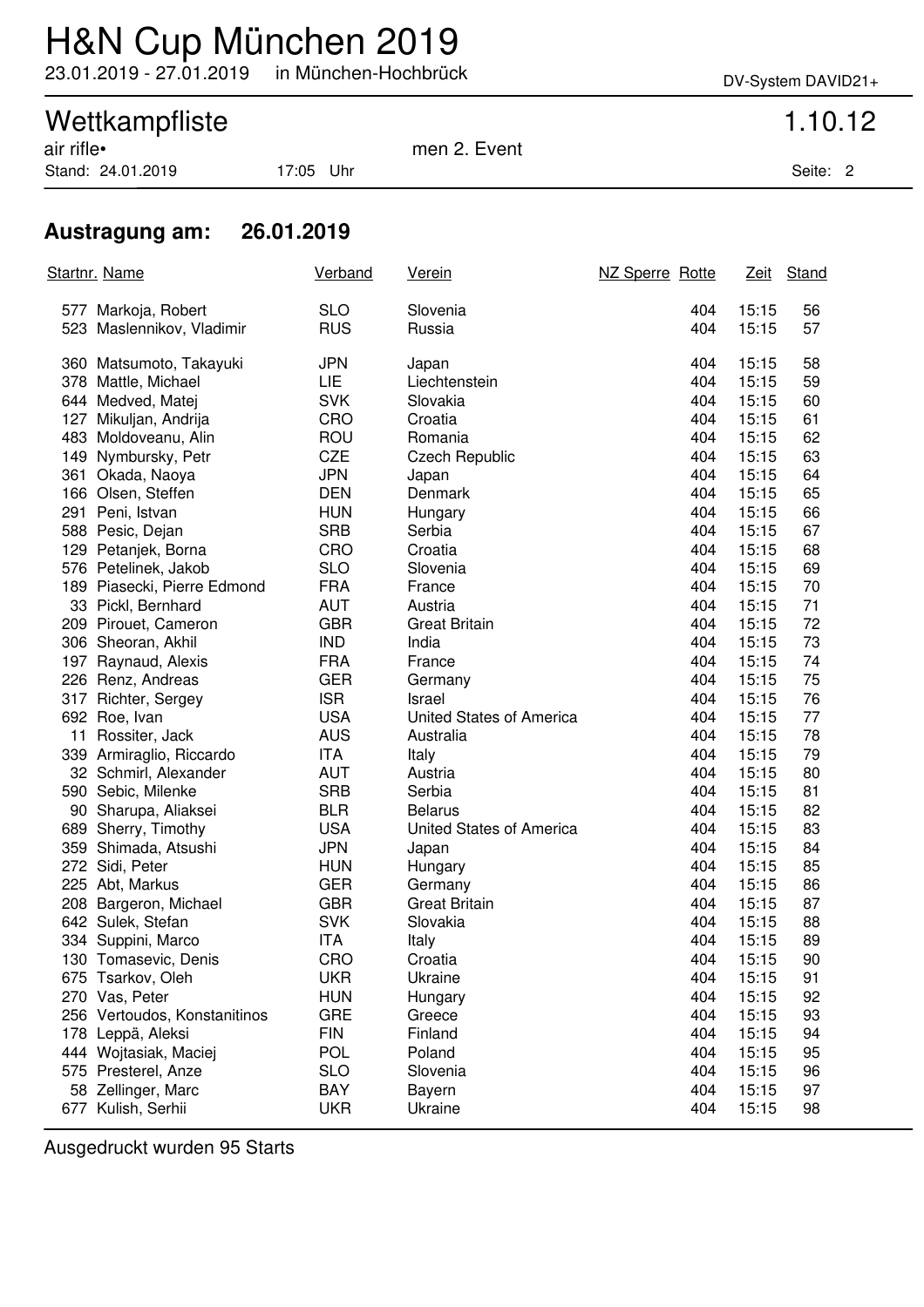# H&N Cup München 2019

23.01.2019 - 27.01.2019 in München-Hochbrück

DV-System DAVID21+

## Wettkampfliste

1.10.12

air rifle• men 2. Event

Stand: 24.01.2019 17:05 Uhr

### Austragung am: 26.01.2019

| Startnr. | Name | Verband | Verein | NZ Sperre | Rotte | Zeit | Stand |
|---|---|---|---|---|---|---|---|
| 577 | Markoja, Robert | SLO | Slovenia | | 404 | 15:15 | 56 |
| 523 | Maslennikov, Vladimir | RUS | Russia | | 404 | 15:15 | 57 |
| 360 | Matsumoto, Takayuki | JPN | Japan | | 404 | 15:15 | 58 |
| 378 | Mattle, Michael | LIE | Liechtenstein | | 404 | 15:15 | 59 |
| 644 | Medved, Matej | SVK | Slovakia | | 404 | 15:15 | 60 |
| 127 | Mikuljan, Andrija | CRO | Croatia | | 404 | 15:15 | 61 |
| 483 | Moldoveanu, Alin | ROU | Romania | | 404 | 15:15 | 62 |
| 149 | Nymbursky, Petr | CZE | Czech Republic | | 404 | 15:15 | 63 |
| 361 | Okada, Naoya | JPN | Japan | | 404 | 15:15 | 64 |
| 166 | Olsen, Steffen | DEN | Denmark | | 404 | 15:15 | 65 |
| 291 | Peni, Istvan | HUN | Hungary | | 404 | 15:15 | 66 |
| 588 | Pesic, Dejan | SRB | Serbia | | 404 | 15:15 | 67 |
| 129 | Petanjek, Borna | CRO | Croatia | | 404 | 15:15 | 68 |
| 576 | Petelinek, Jakob | SLO | Slovenia | | 404 | 15:15 | 69 |
| 189 | Piasecki, Pierre Edmond | FRA | France | | 404 | 15:15 | 70 |
| 33 | Pickl, Bernhard | AUT | Austria | | 404 | 15:15 | 71 |
| 209 | Pirouet, Cameron | GBR | Great Britain | | 404 | 15:15 | 72 |
| 306 | Sheoran, Akhil | IND | India | | 404 | 15:15 | 73 |
| 197 | Raynaud, Alexis | FRA | France | | 404 | 15:15 | 74 |
| 226 | Renz, Andreas | GER | Germany | | 404 | 15:15 | 75 |
| 317 | Richter, Sergey | ISR | Israel | | 404 | 15:15 | 76 |
| 692 | Roe, Ivan | USA | United States of America | | 404 | 15:15 | 77 |
| 11 | Rossiter, Jack | AUS | Australia | | 404 | 15:15 | 78 |
| 339 | Armiraglio, Riccardo | ITA | Italy | | 404 | 15:15 | 79 |
| 32 | Schmirl, Alexander | AUT | Austria | | 404 | 15:15 | 80 |
| 590 | Sebic, Milenke | SRB | Serbia | | 404 | 15:15 | 81 |
| 90 | Sharupa, Aliaksei | BLR | Belarus | | 404 | 15:15 | 82 |
| 689 | Sherry, Timothy | USA | United States of America | | 404 | 15:15 | 83 |
| 359 | Shimada, Atsushi | JPN | Japan | | 404 | 15:15 | 84 |
| 272 | Sidi, Peter | HUN | Hungary | | 404 | 15:15 | 85 |
| 225 | Abt, Markus | GER | Germany | | 404 | 15:15 | 86 |
| 208 | Bargeron, Michael | GBR | Great Britain | | 404 | 15:15 | 87 |
| 642 | Sulek, Stefan | SVK | Slovakia | | 404 | 15:15 | 88 |
| 334 | Suppini, Marco | ITA | Italy | | 404 | 15:15 | 89 |
| 130 | Tomasevic, Denis | CRO | Croatia | | 404 | 15:15 | 90 |
| 675 | Tsarkov, Oleh | UKR | Ukraine | | 404 | 15:15 | 91 |
| 270 | Vas, Peter | HUN | Hungary | | 404 | 15:15 | 92 |
| 256 | Vertoudos, Konstanitinos | GRE | Greece | | 404 | 15:15 | 93 |
| 178 | Leppä, Aleksi | FIN | Finland | | 404 | 15:15 | 94 |
| 444 | Wojtasiak, Maciej | POL | Poland | | 404 | 15:15 | 95 |
| 575 | Presterel, Anze | SLO | Slovenia | | 404 | 15:15 | 96 |
| 58 | Zellinger, Marc | BAY | Bayern | | 404 | 15:15 | 97 |
| 677 | Kulish, Serhii | UKR | Ukraine | | 404 | 15:15 | 98 |

Ausgedruckt wurden 95 Starts